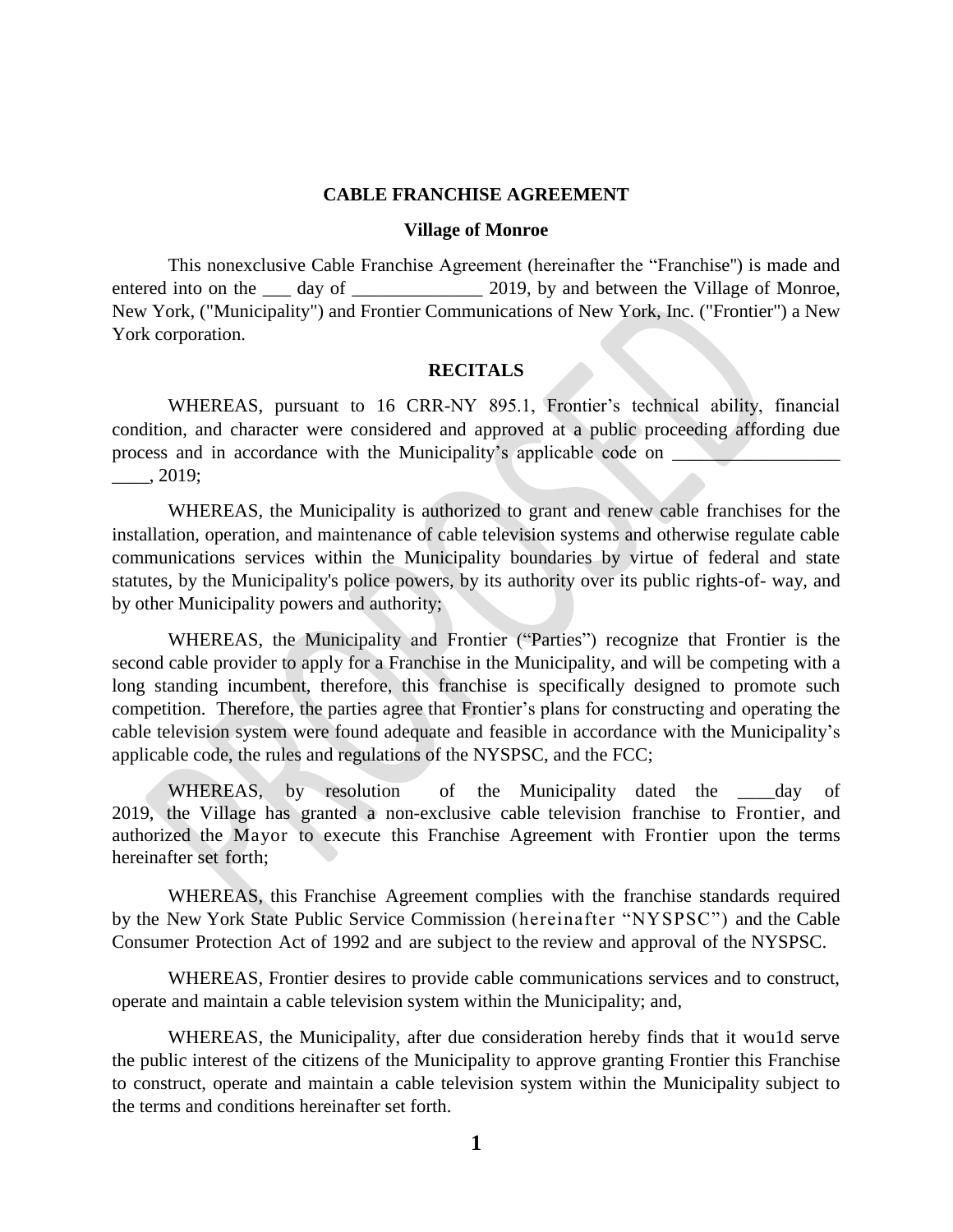**CABLE FRANCHISE AGREEMENT**

**Village of Monroe**

This nonexclusive Cable Franchise Agreement (hereinafter the "Franchise") is made and entered into on the ___ day of ______________ 2019, by and between the Village of Monroe, New York, ("Municipality") and Frontier Communications of New York, Inc. ("Frontier") a New York corporation.

**RECITALS**

WHEREAS, pursuant to 16 CRR-NY 895.1, Frontier's technical ability, financial condition, and character were considered and approved at a public proceeding affording due process and in accordance with the Municipality's applicable code on __________________ ____, 2019;

WHEREAS, the Municipality is authorized to grant and renew cable franchises for the installation, operation, and maintenance of cable television systems and otherwise regulate cable communications services within the Municipality boundaries by virtue of federal and state statutes, by the Municipality's police powers, by its authority over its public rights-of- way, and by other Municipality powers and authority;

WHEREAS, the Municipality and Frontier ("Parties") recognize that Frontier is the second cable provider to apply for a Franchise in the Municipality, and will be competing with a long standing incumbent, therefore, this franchise is specifically designed to promote such competition. Therefore, the parties agree that Frontier's plans for constructing and operating the cable television system were found adequate and feasible in accordance with the Municipality's applicable code, the rules and regulations of the NYSPSC, and the FCC;

WHEREAS, by resolution of the Municipality dated the ____day of 2019, the Village has granted a non-exclusive cable television franchise to Frontier, and authorized the Mayor to execute this Franchise Agreement with Frontier upon the terms hereinafter set forth;

WHEREAS, this Franchise Agreement complies with the franchise standards required by the New York State Public Service Commission (hereinafter "NYSPSC") and the Cable Consumer Protection Act of 1992 and are subject to the review and approval of the NYSPSC.

WHEREAS, Frontier desires to provide cable communications services and to construct, operate and maintain a cable television system within the Municipality; and,

WHEREAS, the Municipality, after due consideration hereby finds that it wou1d serve the public interest of the citizens of the Municipality to approve granting Frontier this Franchise to construct, operate and maintain a cable television system within the Municipality subject to the terms and conditions hereinafter set forth.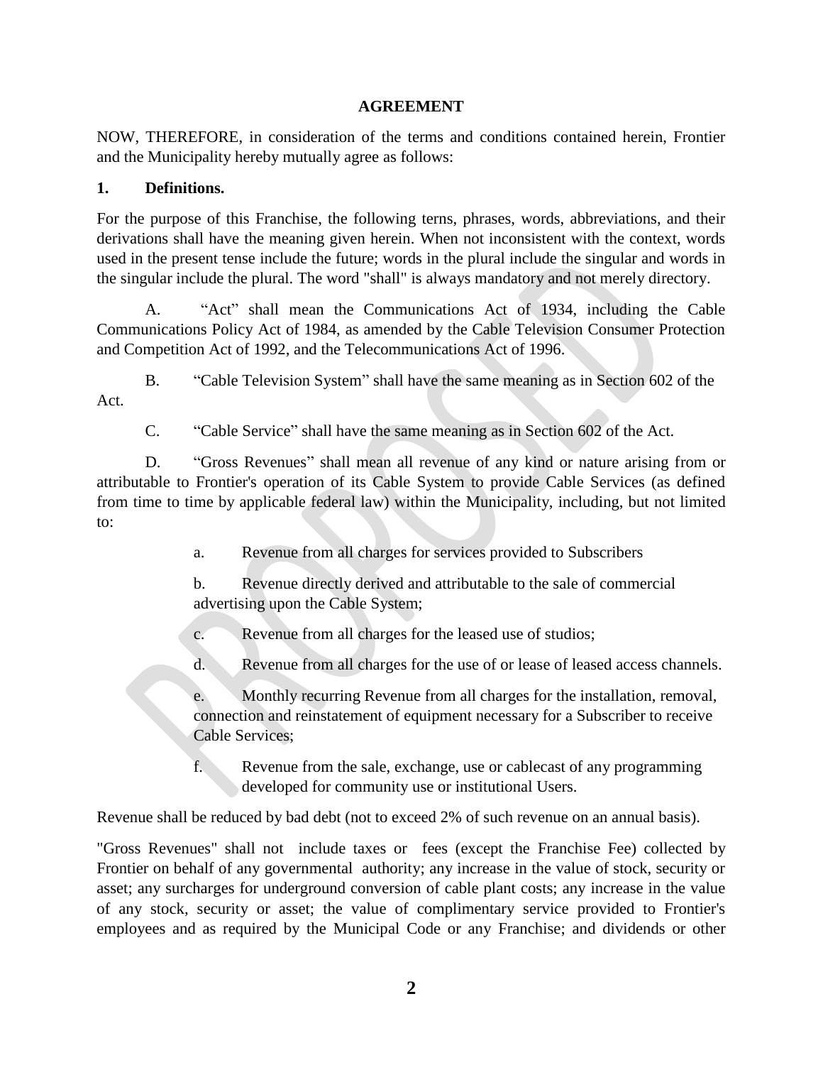**AGREEMENT**

NOW, THEREFORE, in consideration of the terms and conditions contained herein, Frontier and the Municipality hereby mutually agree as follows:

**1. Definitions.**

For the purpose of this Franchise, the following terns, phrases, words, abbreviations, and their derivations shall have the meaning given herein. When not inconsistent with the context, words used in the present tense include the future; words in the plural include the singular and words in the singular include the plural. The word "shall" is always mandatory and not merely directory.

A. "Act" shall mean the Communications Act of 1934, including the Cable Communications Policy Act of 1984, as amended by the Cable Television Consumer Protection and Competition Act of 1992, and the Telecommunications Act of 1996.

B. "Cable Television System" shall have the same meaning as in Section 602 of the Act.

C. "Cable Service" shall have the same meaning as in Section 602 of the Act.

D. "Gross Revenues" shall mean all revenue of any kind or nature arising from or attributable to Frontier's operation of its Cable System to provide Cable Services (as defined from time to time by applicable federal law) within the Municipality, including, but not limited to:

a. Revenue from all charges for services provided to Subscribers

b. Revenue directly derived and attributable to the sale of commercial advertising upon the Cable System;

c. Revenue from all charges for the leased use of studios;

d. Revenue from all charges for the use of or lease of leased access channels.

e. Monthly recurring Revenue from all charges for the installation, removal, connection and reinstatement of equipment necessary for a Subscriber to receive Cable Services;

f. Revenue from the sale, exchange, use or cablecast of any programming developed for community use or institutional Users.

Revenue shall be reduced by bad debt (not to exceed 2% of such revenue on an annual basis).

"Gross Revenues" shall not include taxes or fees (except the Franchise Fee) collected by Frontier on behalf of any governmental authority; any increase in the value of stock, security or asset; any surcharges for underground conversion of cable plant costs; any increase in the value of any stock, security or asset; the value of complimentary service provided to Frontier's employees and as required by the Municipal Code or any Franchise; and dividends or other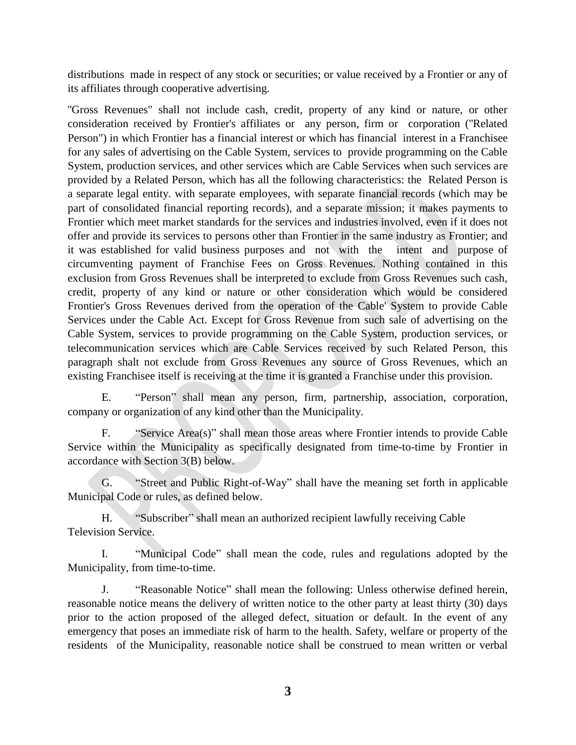distributions made in respect of any stock or securities; or value received by a Frontier or any of its affiliates through cooperative advertising.

"Gross Revenues" shall not include cash, credit, property of any kind or nature, or other consideration received by Frontier's affiliates or any person, firm or corporation ("Related Person") in which Frontier has a financial interest or which has financial interest in a Franchisee for any sales of advertising on the Cable System, services to provide programming on the Cable System, production services, and other services which are Cable Services when such services are provided by a Related Person, which has all the following characteristics: the Related Person is a separate legal entity. with separate employees, with separate financial records (which may be part of consolidated financial reporting records), and a separate mission; it makes payments to Frontier which meet market standards for the services and industries involved, even if it does not offer and provide its services to persons other than Frontier in the same industry as Frontier; and it was established for valid business purposes and not with the intent and purpose of circumventing payment of Franchise Fees on Gross Revenues. Nothing contained in this exclusion from Gross Revenues shall be interpreted to exclude from Gross Revenues such cash, credit, property of any kind or nature or other consideration which would be considered Frontier's Gross Revenues derived from the operation of the Cable' System to provide Cable Services under the Cable Act. Except for Gross Revenue from such sale of advertising on the Cable System, services to provide programming on the Cable System, production services, or telecommunication services which are Cable Services received by such Related Person, this paragraph shalt not exclude from Gross Revenues any source of Gross Revenues, which an existing Franchisee itself is receiving at the time it is granted a Franchise under this provision.

E. "Person" shall mean any person, firm, partnership, association, corporation, company or organization of any kind other than the Municipality.

F. "Service Area(s)" shall mean those areas where Frontier intends to provide Cable Service within the Municipality as specifically designated from time-to-time by Frontier in accordance with Section 3(B) below.

G. "Street and Public Right-of-Way" shall have the meaning set forth in applicable Municipal Code or rules, as defined below.

H. "Subscriber" shall mean an authorized recipient lawfully receiving Cable Television Service.

I. "Municipal Code" shall mean the code, rules and regulations adopted by the Municipality, from time-to-time.

J. "Reasonable Notice" shall mean the following: Unless otherwise defined herein, reasonable notice means the delivery of written notice to the other party at least thirty (30) days prior to the action proposed of the alleged defect, situation or default. In the event of any emergency that poses an immediate risk of harm to the health. Safety, welfare or property of the residents of the Municipality, reasonable notice shall be construed to mean written or verbal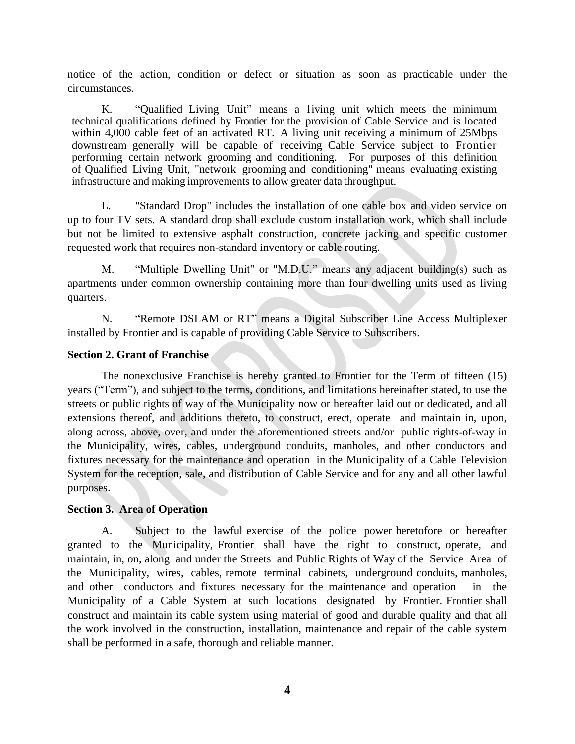notice of the action, condition or defect or situation as soon as practicable under the circumstances.

K. "Qualified Living Unit" means a living unit which meets the minimum technical qualifications defined by Frontier for the provision of Cable Service and is located within 4,000 cable feet of an activated RT. A living unit receiving a minimum of 25Mbps downstream generally will be capable of receiving Cable Service subject to Frontier performing certain network grooming and conditioning. For purposes of this definition of Qualified Living Unit, "network grooming and conditioning" means evaluating existing infrastructure and making improvements to allow greater data throughput.

L. "Standard Drop" includes the installation of one cable box and video service on up to four TV sets. A standard drop shall exclude custom installation work, which shall include but not be limited to extensive asphalt construction, concrete jacking and specific customer requested work that requires non-standard inventory or cable routing.

M. "Multiple Dwelling Unit" or "M.D.U." means any adjacent building(s) such as apartments under common ownership containing more than four dwelling units used as living quarters.

N. "Remote DSLAM or RT" means a Digital Subscriber Line Access Multiplexer installed by Frontier and is capable of providing Cable Service to Subscribers.

**Section 2. Grant of Franchise**

The nonexclusive Franchise is hereby granted to Frontier for the Term of fifteen (15) years ("Term"), and subject to the terms, conditions, and limitations hereinafter stated, to use the streets or public rights of way of the Municipality now or hereafter laid out or dedicated, and all extensions thereof, and additions thereto, to construct, erect, operate and maintain in, upon, along across, above, over, and under the aforementioned streets and/or public rights-of-way in the Municipality, wires, cables, underground conduits, manholes, and other conductors and fixtures necessary for the maintenance and operation in the Municipality of a Cable Television System for the reception, sale, and distribution of Cable Service and for any and all other lawful purposes.

**Section 3. Area of Operation**

A. Subject to the lawful exercise of the police power heretofore or hereafter granted to the Municipality, Frontier shall have the right to construct, operate, and maintain, in, on, along and under the Streets and Public Rights of Way of the Service Area of the Municipality, wires, cables, remote terminal cabinets, underground conduits, manholes, and other conductors and fixtures necessary for the maintenance and operation in the Municipality of a Cable System at such locations designated by Frontier. Frontier shall construct and maintain its cable system using material of good and durable quality and that all the work involved in the construction, installation, maintenance and repair of the cable system shall be performed in a safe, thorough and reliable manner.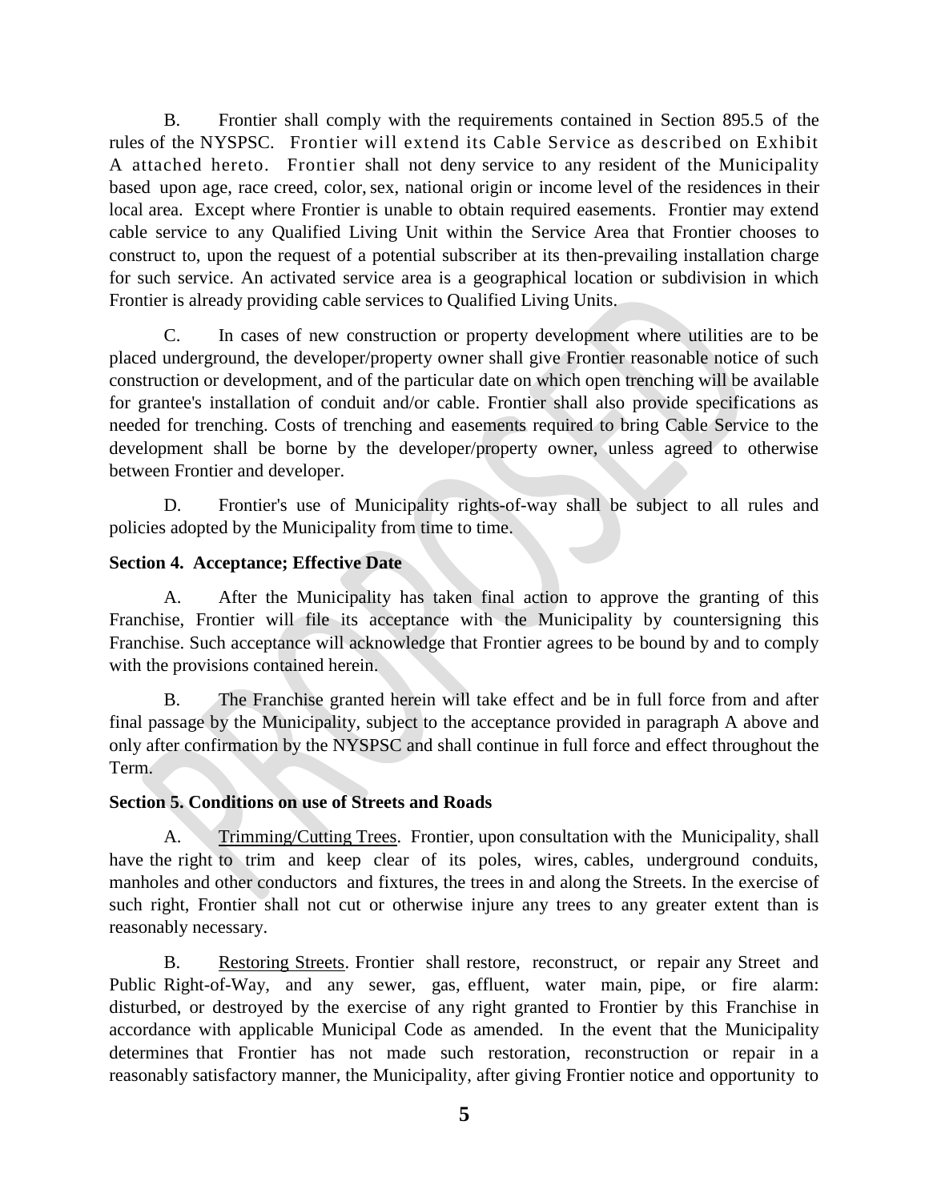B. Frontier shall comply with the requirements contained in Section 895.5 of the rules of the NYSPSC. Frontier will extend its Cable Service as described on Exhibit A attached hereto. Frontier shall not deny service to any resident of the Municipality based upon age, race creed, color, sex, national origin or income level of the residences in their local area. Except where Frontier is unable to obtain required easements. Frontier may extend cable service to any Qualified Living Unit within the Service Area that Frontier chooses to construct to, upon the request of a potential subscriber at its then-prevailing installation charge for such service. An activated service area is a geographical location or subdivision in which Frontier is already providing cable services to Qualified Living Units.

C. In cases of new construction or property development where utilities are to be placed underground, the developer/property owner shall give Frontier reasonable notice of such construction or development, and of the particular date on which open trenching will be available for grantee's installation of conduit and/or cable. Frontier shall also provide specifications as needed for trenching. Costs of trenching and easements required to bring Cable Service to the development shall be borne by the developer/property owner, unless agreed to otherwise between Frontier and developer.

D. Frontier's use of Municipality rights-of-way shall be subject to all rules and policies adopted by the Municipality from time to time.

**Section 4. Acceptance; Effective Date**

A. After the Municipality has taken final action to approve the granting of this Franchise, Frontier will file its acceptance with the Municipality by countersigning this Franchise. Such acceptance will acknowledge that Frontier agrees to be bound by and to comply with the provisions contained herein.

B. The Franchise granted herein will take effect and be in full force from and after final passage by the Municipality, subject to the acceptance provided in paragraph A above and only after confirmation by the NYSPSC and shall continue in full force and effect throughout the Term.

**Section 5. Conditions on use of Streets and Roads**

A. Trimming/Cutting Trees. Frontier, upon consultation with the Municipality, shall have the right to trim and keep clear of its poles, wires, cables, underground conduits, manholes and other conductors and fixtures, the trees in and along the Streets. In the exercise of such right, Frontier shall not cut or otherwise injure any trees to any greater extent than is reasonably necessary.

B. Restoring Streets. Frontier shall restore, reconstruct, or repair any Street and Public Right-of-Way, and any sewer, gas, effluent, water main, pipe, or fire alarm: disturbed, or destroyed by the exercise of any right granted to Frontier by this Franchise in accordance with applicable Municipal Code as amended. In the event that the Municipality determines that Frontier has not made such restoration, reconstruction or repair in a reasonably satisfactory manner, the Municipality, after giving Frontier notice and opportunity to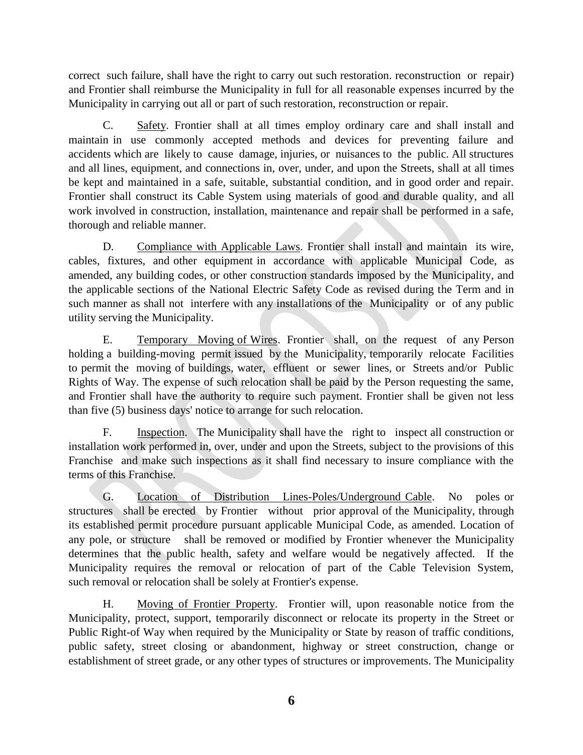correct such failure, shall have the right to carry out such restoration. reconstruction or repair) and Frontier shall reimburse the Municipality in full for all reasonable expenses incurred by the Municipality in carrying out all or part of such restoration, reconstruction or repair.

C. Safety. Frontier shall at all times employ ordinary care and shall install and maintain in use commonly accepted methods and devices for preventing failure and accidents which are likely to cause damage, injuries, or nuisances to the public. All structures and all lines, equipment, and connections in, over, under, and upon the Streets, shall at all times be kept and maintained in a safe, suitable, substantial condition, and in good order and repair. Frontier shall construct its Cable System using materials of good and durable quality, and all work involved in construction, installation, maintenance and repair shall be performed in a safe, thorough and reliable manner.

D. Compliance with Applicable Laws. Frontier shall install and maintain its wire, cables, fixtures, and other equipment in accordance with applicable Municipal Code, as amended, any building codes, or other construction standards imposed by the Municipality, and the applicable sections of the National Electric Safety Code as revised during the Term and in such manner as shall not interfere with any installations of the Municipality or of any public utility serving the Municipality.

E. Temporary Moving of Wires. Frontier shall, on the request of any Person holding a building-moving permit issued by the Municipality, temporarily relocate Facilities to permit the moving of buildings, water, effluent or sewer lines, or Streets and/or Public Rights of Way. The expense of such relocation shall be paid by the Person requesting the same, and Frontier shall have the authority to require such payment. Frontier shall be given not less than five (5) business days' notice to arrange for such relocation.

F. Inspection. The Municipality shall have the right to inspect all construction or installation work performed in, over, under and upon the Streets, subject to the provisions of this Franchise and make such inspections as it shall find necessary to insure compliance with the terms of this Franchise.

G. Location of Distribution Lines-Poles/Underground Cable. No poles or structures shall be erected by Frontier without prior approval of the Municipality, through its established permit procedure pursuant applicable Municipal Code, as amended. Location of any pole, or structure shall be removed or modified by Frontier whenever the Municipality determines that the public health, safety and welfare would be negatively affected. If the Municipality requires the removal or relocation of part of the Cable Television System, such removal or relocation shall be solely at Frontier's expense.

H. Moving of Frontier Property. Frontier will, upon reasonable notice from the Municipality, protect, support, temporarily disconnect or relocate its property in the Street or Public Right-of Way when required by the Municipality or State by reason of traffic conditions, public safety, street closing or abandonment, highway or street construction, change or establishment of street grade, or any other types of structures or improvements. The Municipality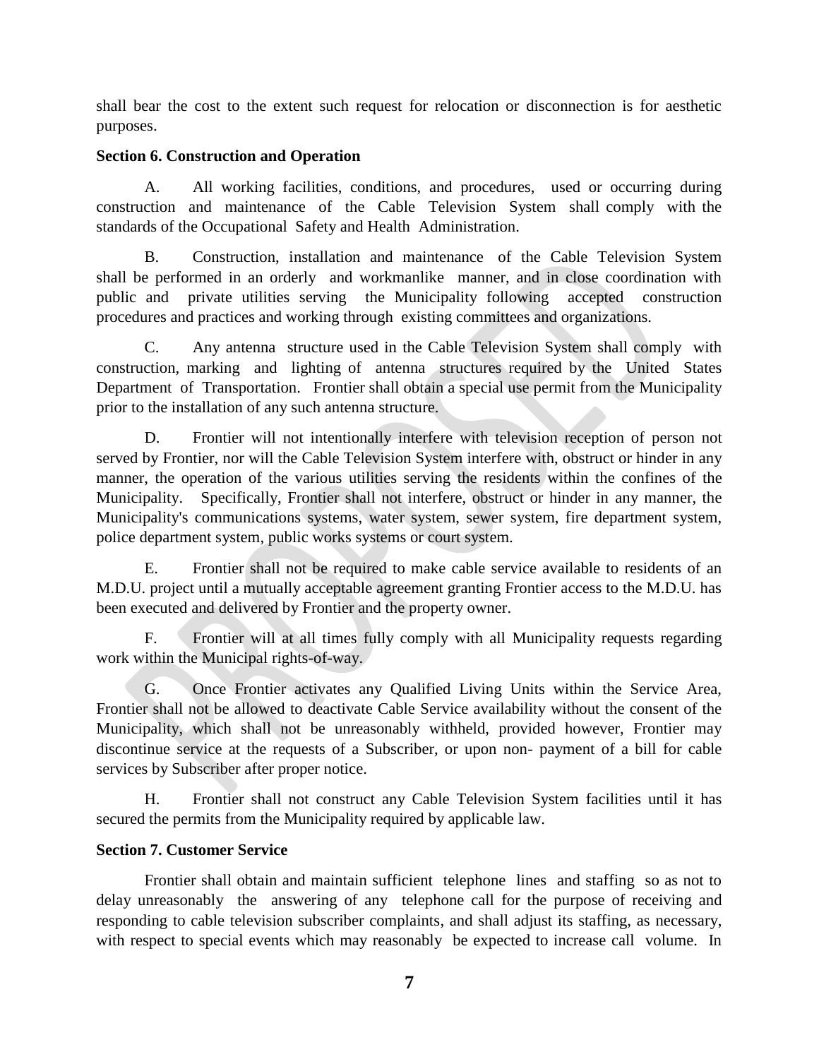shall bear the cost to the extent such request for relocation or disconnection is for aesthetic purposes.

**Section 6. Construction and Operation**

A. All working facilities, conditions, and procedures, used or occurring during construction and maintenance of the Cable Television System shall comply with the standards of the Occupational Safety and Health Administration.

B. Construction, installation and maintenance of the Cable Television System shall be performed in an orderly and workmanlike manner, and in close coordination with public and private utilities serving the Municipality following accepted construction procedures and practices and working through existing committees and organizations.

C. Any antenna structure used in the Cable Television System shall comply with construction, marking and lighting of antenna structures required by the United States Department of Transportation. Frontier shall obtain a special use permit from the Municipality prior to the installation of any such antenna structure.

D. Frontier will not intentionally interfere with television reception of person not served by Frontier, nor will the Cable Television System interfere with, obstruct or hinder in any manner, the operation of the various utilities serving the residents within the confines of the Municipality. Specifically, Frontier shall not interfere, obstruct or hinder in any manner, the Municipality's communications systems, water system, sewer system, fire department system, police department system, public works systems or court system.

E. Frontier shall not be required to make cable service available to residents of an M.D.U. project until a mutually acceptable agreement granting Frontier access to the M.D.U. has been executed and delivered by Frontier and the property owner.

F. Frontier will at all times fully comply with all Municipality requests regarding work within the Municipal rights-of-way.

G. Once Frontier activates any Qualified Living Units within the Service Area, Frontier shall not be allowed to deactivate Cable Service availability without the consent of the Municipality, which shall not be unreasonably withheld, provided however, Frontier may discontinue service at the requests of a Subscriber, or upon non- payment of a bill for cable services by Subscriber after proper notice.

H. Frontier shall not construct any Cable Television System facilities until it has secured the permits from the Municipality required by applicable law.

**Section 7. Customer Service**

Frontier shall obtain and maintain sufficient telephone lines and staffing so as not to delay unreasonably the answering of any telephone call for the purpose of receiving and responding to cable television subscriber complaints, and shall adjust its staffing, as necessary, with respect to special events which may reasonably be expected to increase call volume. In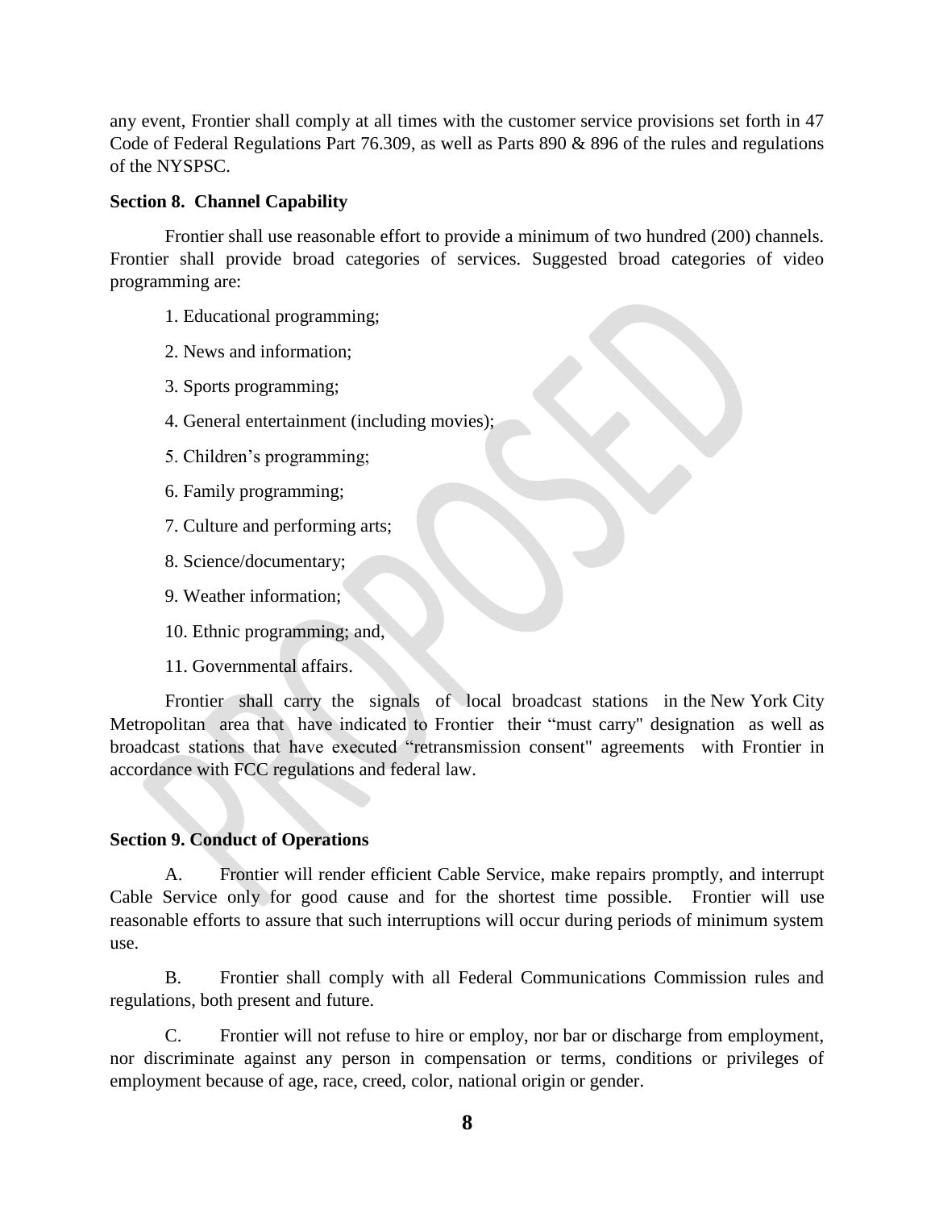any event, Frontier shall comply at all times with the customer service provisions set forth in 47 Code of Federal Regulations Part 76.309, as well as Parts 890 & 896 of the rules and regulations of the NYSPSC.

**Section 8. Channel Capability**

Frontier shall use reasonable effort to provide a minimum of two hundred (200) channels. Frontier shall provide broad categories of services. Suggested broad categories of video programming are:

1. Educational programming;
2. News and information;
3. Sports programming;
4. General entertainment (including movies);
5. Children's programming;
6. Family programming;
7. Culture and performing arts;
8. Science/documentary;
9. Weather information;
10. Ethnic programming; and,
11. Governmental affairs.

Frontier shall carry the signals of local broadcast stations in the New York City Metropolitan area that have indicated to Frontier their "must carry" designation as well as broadcast stations that have executed "retransmission consent" agreements with Frontier in accordance with FCC regulations and federal law.

**Section 9. Conduct of Operations**

A. Frontier will render efficient Cable Service, make repairs promptly, and interrupt Cable Service only for good cause and for the shortest time possible. Frontier will use reasonable efforts to assure that such interruptions will occur during periods of minimum system use.

B. Frontier shall comply with all Federal Communications Commission rules and regulations, both present and future.

C. Frontier will not refuse to hire or employ, nor bar or discharge from employment, nor discriminate against any person in compensation or terms, conditions or privileges of employment because of age, race, creed, color, national origin or gender.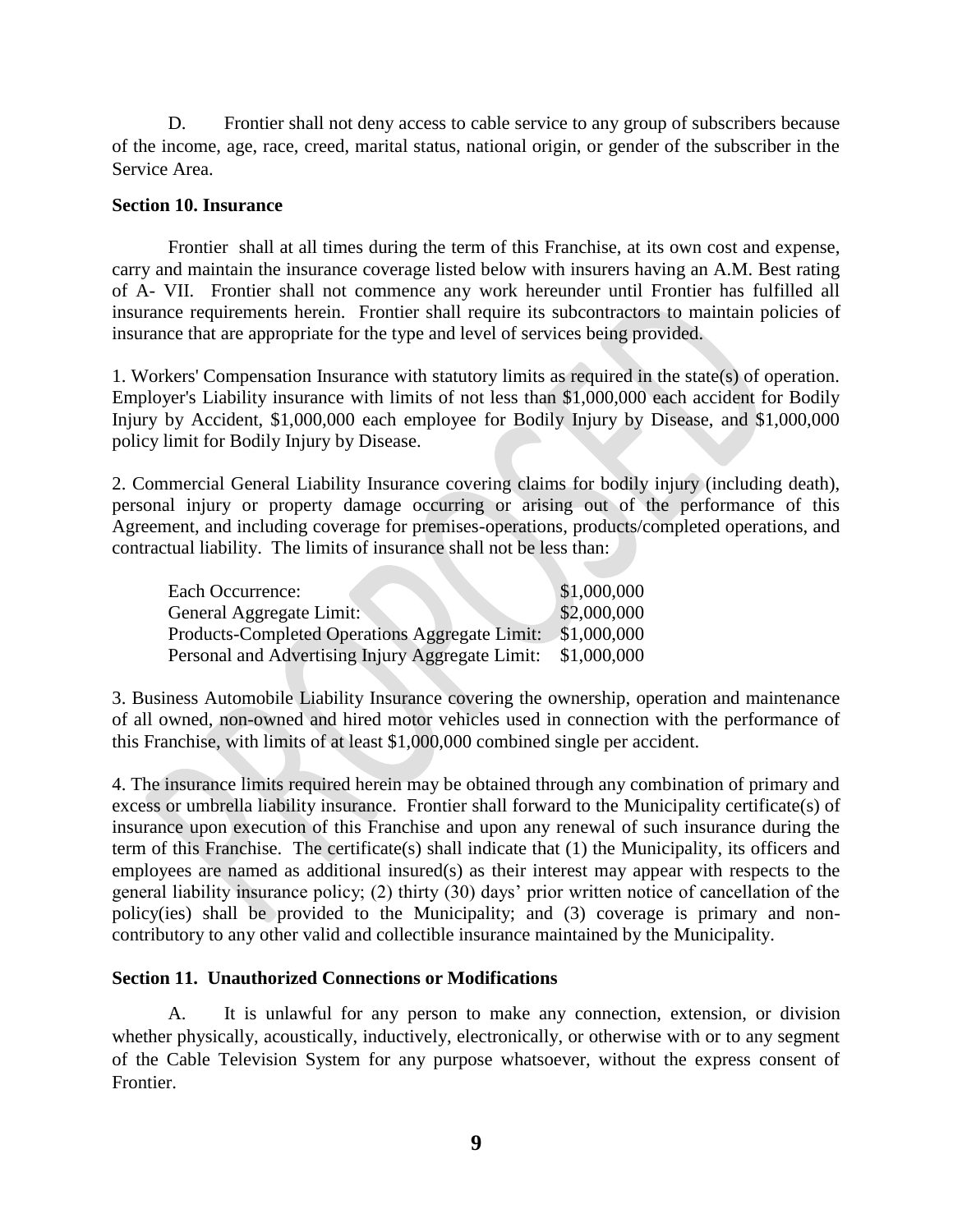D. Frontier shall not deny access to cable service to any group of subscribers because of the income, age, race, creed, marital status, national origin, or gender of the subscriber in the Service Area.

**Section 10. Insurance**

Frontier shall at all times during the term of this Franchise, at its own cost and expense, carry and maintain the insurance coverage listed below with insurers having an A.M. Best rating of A- VII. Frontier shall not commence any work hereunder until Frontier has fulfilled all insurance requirements herein. Frontier shall require its subcontractors to maintain policies of insurance that are appropriate for the type and level of services being provided.

1. Workers' Compensation Insurance with statutory limits as required in the state(s) of operation. Employer's Liability insurance with limits of not less than $1,000,000 each accident for Bodily Injury by Accident, $1,000,000 each employee for Bodily Injury by Disease, and $1,000,000 policy limit for Bodily Injury by Disease.

2. Commercial General Liability Insurance covering claims for bodily injury (including death), personal injury or property damage occurring or arising out of the performance of this Agreement, and including coverage for premises-operations, products/completed operations, and contractual liability. The limits of insurance shall not be less than:

| | |
|---|---|
| Each Occurrence: | $1,000,000 |
| General Aggregate Limit: | $2,000,000 |
| Products-Completed Operations Aggregate Limit: | $1,000,000 |
| Personal and Advertising Injury Aggregate Limit: | $1,000,000 |

3. Business Automobile Liability Insurance covering the ownership, operation and maintenance of all owned, non-owned and hired motor vehicles used in connection with the performance of this Franchise, with limits of at least $1,000,000 combined single per accident.

4. The insurance limits required herein may be obtained through any combination of primary and excess or umbrella liability insurance. Frontier shall forward to the Municipality certificate(s) of insurance upon execution of this Franchise and upon any renewal of such insurance during the term of this Franchise. The certificate(s) shall indicate that (1) the Municipality, its officers and employees are named as additional insured(s) as their interest may appear with respects to the general liability insurance policy; (2) thirty (30) days' prior written notice of cancellation of the policy(ies) shall be provided to the Municipality; and (3) coverage is primary and non-contributory to any other valid and collectible insurance maintained by the Municipality.

**Section 11. Unauthorized Connections or Modifications**

A. It is unlawful for any person to make any connection, extension, or division whether physically, acoustically, inductively, electronically, or otherwise with or to any segment of the Cable Television System for any purpose whatsoever, without the express consent of Frontier.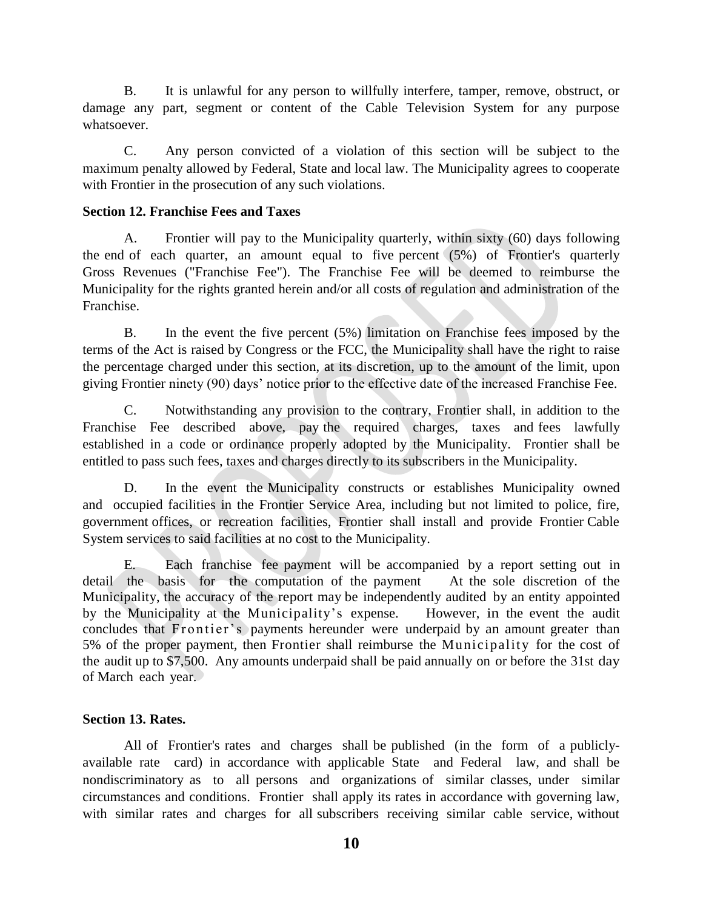B. It is unlawful for any person to willfully interfere, tamper, remove, obstruct, or damage any part, segment or content of the Cable Television System for any purpose whatsoever.

C. Any person convicted of a violation of this section will be subject to the maximum penalty allowed by Federal, State and local law. The Municipality agrees to cooperate with Frontier in the prosecution of any such violations.

**Section 12. Franchise Fees and Taxes**

A. Frontier will pay to the Municipality quarterly, within sixty (60) days following the end of each quarter, an amount equal to five percent (5%) of Frontier's quarterly Gross Revenues ("Franchise Fee"). The Franchise Fee will be deemed to reimburse the Municipality for the rights granted herein and/or all costs of regulation and administration of the Franchise.

B. In the event the five percent (5%) limitation on Franchise fees imposed by the terms of the Act is raised by Congress or the FCC, the Municipality shall have the right to raise the percentage charged under this section, at its discretion, up to the amount of the limit, upon giving Frontier ninety (90) days' notice prior to the effective date of the increased Franchise Fee.

C. Notwithstanding any provision to the contrary, Frontier shall, in addition to the Franchise Fee described above, pay the required charges, taxes and fees lawfully established in a code or ordinance properly adopted by the Municipality. Frontier shall be entitled to pass such fees, taxes and charges directly to its subscribers in the Municipality.

D. In the event the Municipality constructs or establishes Municipality owned and occupied facilities in the Frontier Service Area, including but not limited to police, fire, government offices, or recreation facilities, Frontier shall install and provide Frontier Cable System services to said facilities at no cost to the Municipality.

E. Each franchise fee payment will be accompanied by a report setting out in detail the basis for the computation of the payment At the sole discretion of the Municipality, the accuracy of the report may be independently audited by an entity appointed by the Municipality at the Municipality's expense. However, in the event the audit concludes that Frontier's payments hereunder were underpaid by an amount greater than 5% of the proper payment, then Frontier shall reimburse the Municipality for the cost of the audit up to $7,500. Any amounts underpaid shall be paid annually on or before the 31st day of March each year.

**Section 13. Rates.**

All of Frontier's rates and charges shall be published (in the form of a publicly-available rate card) in accordance with applicable State and Federal law, and shall be nondiscriminatory as to all persons and organizations of similar classes, under similar circumstances and conditions. Frontier shall apply its rates in accordance with governing law, with similar rates and charges for all subscribers receiving similar cable service, without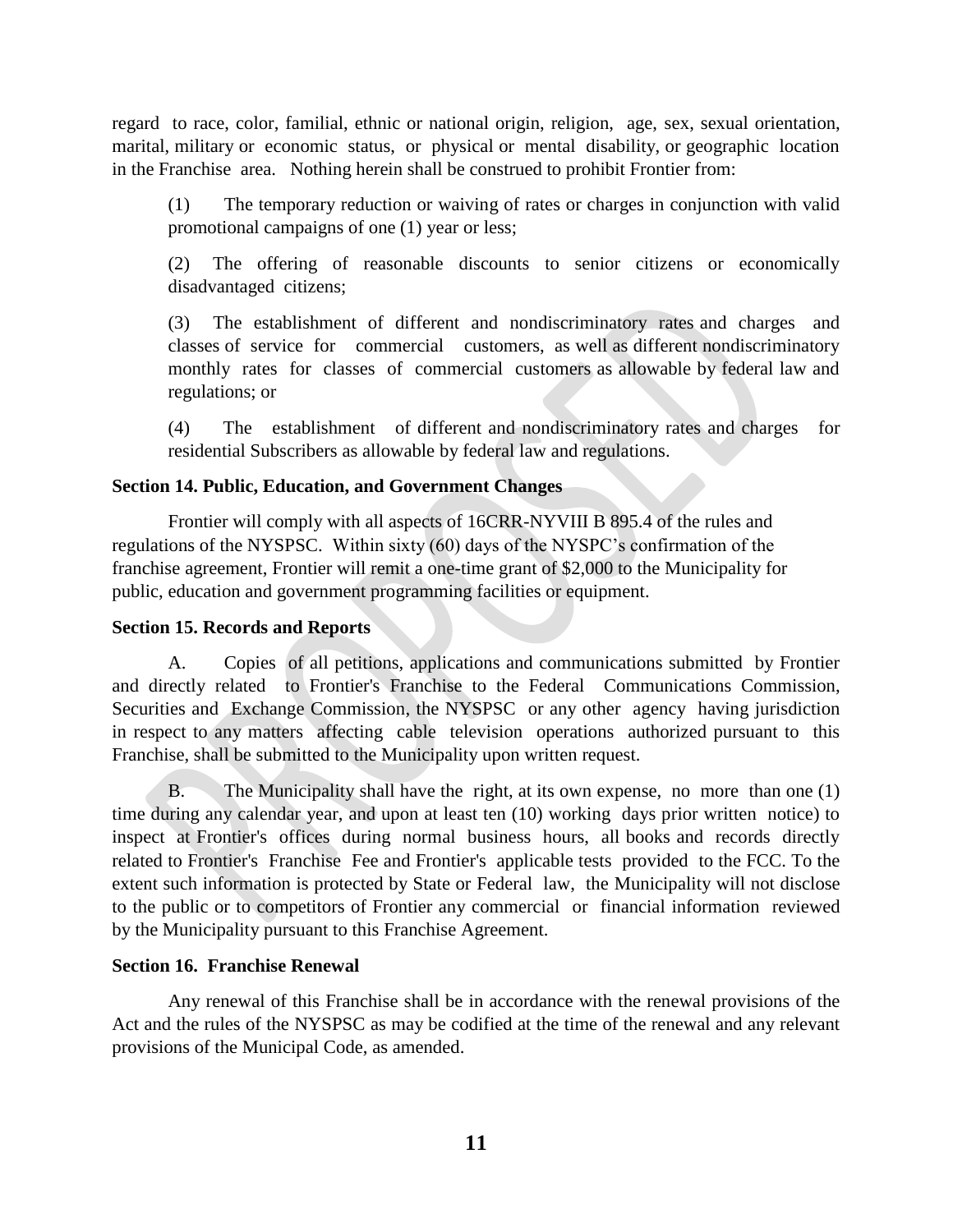regard to race, color, familial, ethnic or national origin, religion, age, sex, sexual orientation, marital, military or economic status, or physical or mental disability, or geographic location in the Franchise area. Nothing herein shall be construed to prohibit Frontier from:

(1) The temporary reduction or waiving of rates or charges in conjunction with valid promotional campaigns of one (1) year or less;

(2) The offering of reasonable discounts to senior citizens or economically disadvantaged citizens;

(3) The establishment of different and nondiscriminatory rates and charges and classes of service for commercial customers, as well as different nondiscriminatory monthly rates for classes of commercial customers as allowable by federal law and regulations; or

(4) The establishment of different and nondiscriminatory rates and charges for residential Subscribers as allowable by federal law and regulations.

**Section 14. Public, Education, and Government Changes**

Frontier will comply with all aspects of 16CRR-NYVIII B 895.4 of the rules and regulations of the NYSPSC. Within sixty (60) days of the NYSPC's confirmation of the franchise agreement, Frontier will remit a one-time grant of $2,000 to the Municipality for public, education and government programming facilities or equipment.

**Section 15. Records and Reports**

A. Copies of all petitions, applications and communications submitted by Frontier and directly related to Frontier's Franchise to the Federal Communications Commission, Securities and Exchange Commission, the NYSPSC or any other agency having jurisdiction in respect to any matters affecting cable television operations authorized pursuant to this Franchise, shall be submitted to the Municipality upon written request.

B. The Municipality shall have the right, at its own expense, no more than one (1) time during any calendar year, and upon at least ten (10) working days prior written notice) to inspect at Frontier's offices during normal business hours, all books and records directly related to Frontier's Franchise Fee and Frontier's applicable tests provided to the FCC. To the extent such information is protected by State or Federal law, the Municipality will not disclose to the public or to competitors of Frontier any commercial or financial information reviewed by the Municipality pursuant to this Franchise Agreement.

**Section 16. Franchise Renewal**

Any renewal of this Franchise shall be in accordance with the renewal provisions of the Act and the rules of the NYSPSC as may be codified at the time of the renewal and any relevant provisions of the Municipal Code, as amended.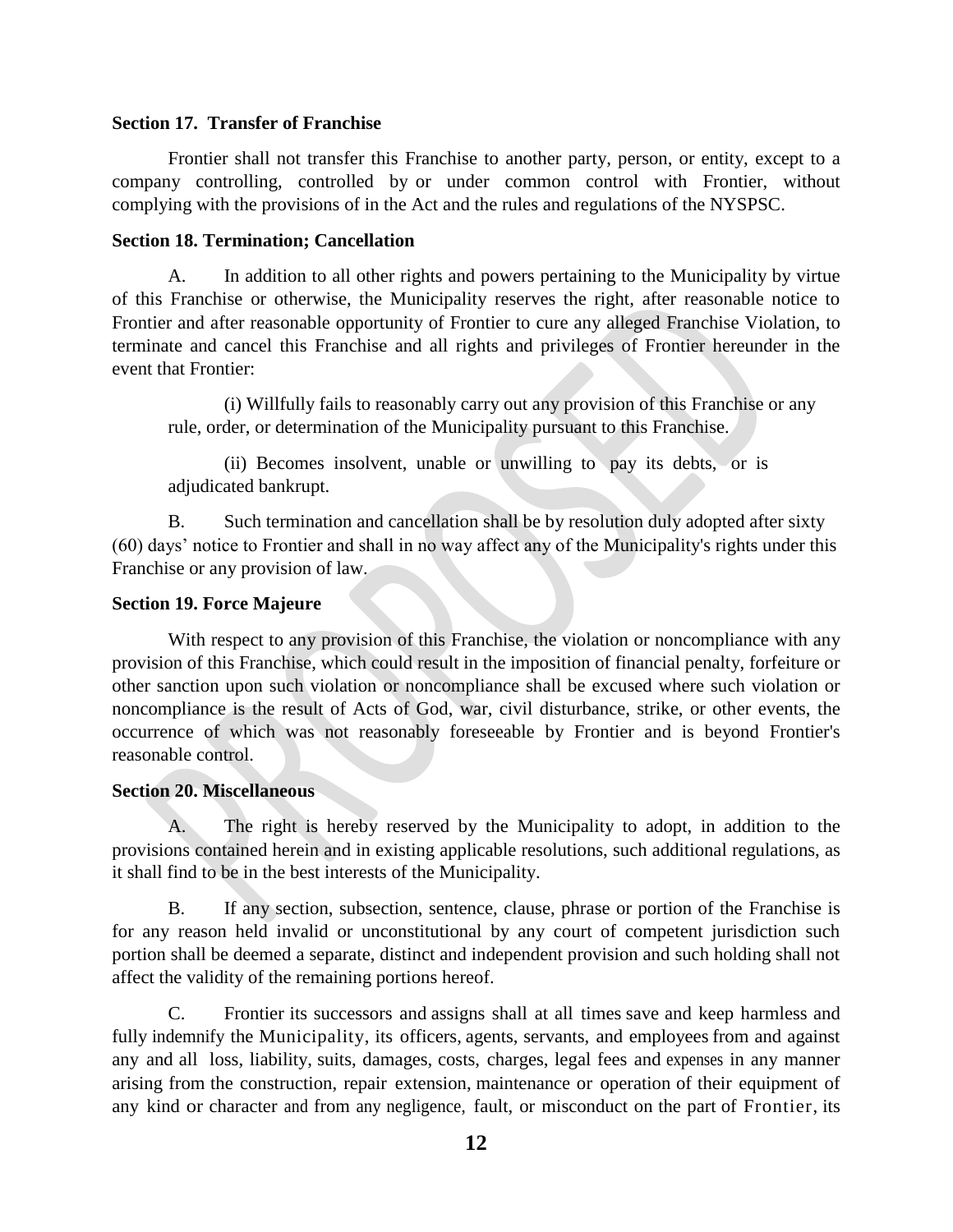**Section 17. Transfer of Franchise**

Frontier shall not transfer this Franchise to another party, person, or entity, except to a company controlling, controlled by or under common control with Frontier, without complying with the provisions of in the Act and the rules and regulations of the NYSPSC.

**Section 18. Termination; Cancellation**

A. In addition to all other rights and powers pertaining to the Municipality by virtue of this Franchise or otherwise, the Municipality reserves the right, after reasonable notice to Frontier and after reasonable opportunity of Frontier to cure any alleged Franchise Violation, to terminate and cancel this Franchise and all rights and privileges of Frontier hereunder in the event that Frontier:

(i) Willfully fails to reasonably carry out any provision of this Franchise or any rule, order, or determination of the Municipality pursuant to this Franchise.

(ii) Becomes insolvent, unable or unwilling to pay its debts, or is adjudicated bankrupt.

B. Such termination and cancellation shall be by resolution duly adopted after sixty (60) days' notice to Frontier and shall in no way affect any of the Municipality's rights under this Franchise or any provision of law.

**Section 19. Force Majeure**

With respect to any provision of this Franchise, the violation or noncompliance with any provision of this Franchise, which could result in the imposition of financial penalty, forfeiture or other sanction upon such violation or noncompliance shall be excused where such violation or noncompliance is the result of Acts of God, war, civil disturbance, strike, or other events, the occurrence of which was not reasonably foreseeable by Frontier and is beyond Frontier's reasonable control.

**Section 20. Miscellaneous**

A. The right is hereby reserved by the Municipality to adopt, in addition to the provisions contained herein and in existing applicable resolutions, such additional regulations, as it shall find to be in the best interests of the Municipality.

B. If any section, subsection, sentence, clause, phrase or portion of the Franchise is for any reason held invalid or unconstitutional by any court of competent jurisdiction such portion shall be deemed a separate, distinct and independent provision and such holding shall not affect the validity of the remaining portions hereof.

C. Frontier its successors and assigns shall at all times save and keep harmless and fully indemnify the Municipality, its officers, agents, servants, and employees from and against any and all loss, liability, suits, damages, costs, charges, legal fees and expenses in any manner arising from the construction, repair extension, maintenance or operation of their equipment of any kind or character and from any negligence, fault, or misconduct on the part of Frontier, its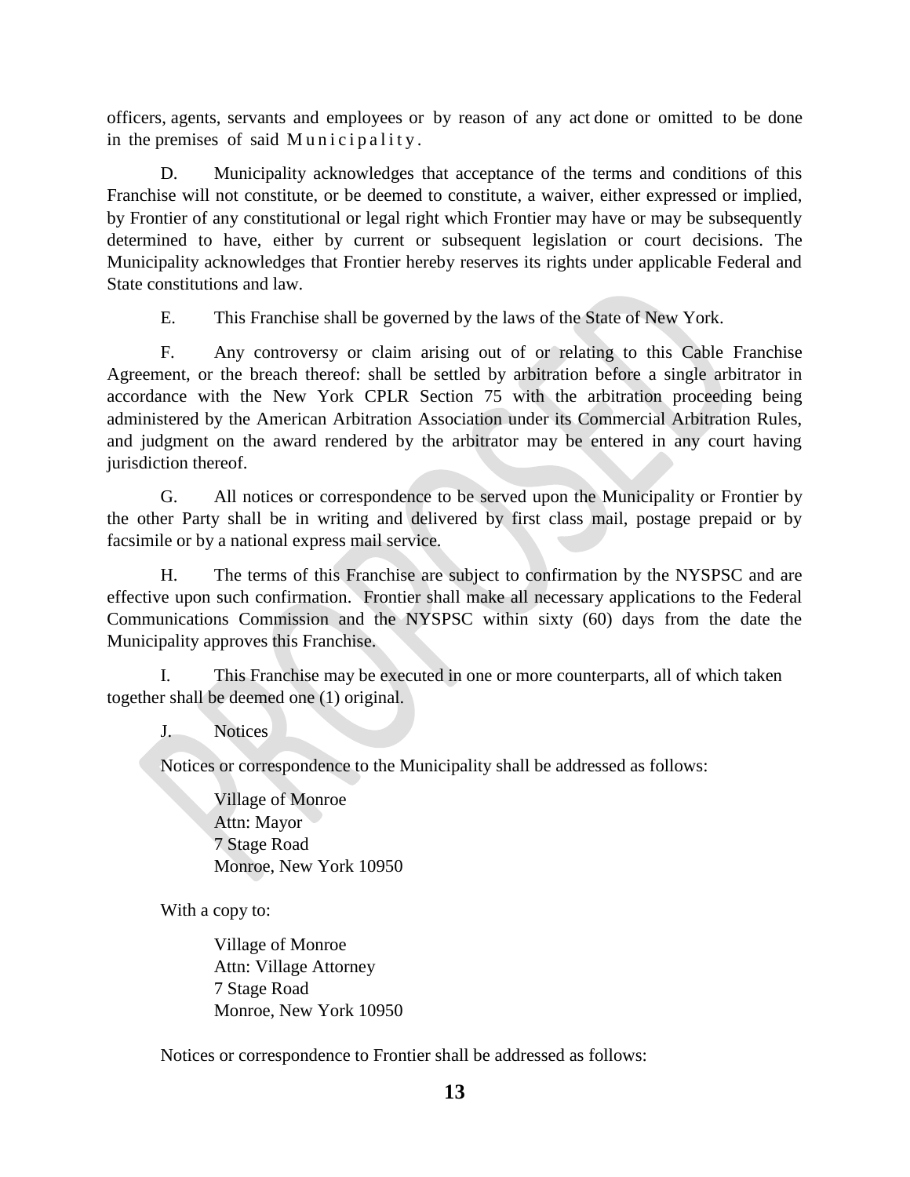officers, agents, servants and employees or by reason of any act done or omitted to be done in the premises of said Municipality.

D. Municipality acknowledges that acceptance of the terms and conditions of this Franchise will not constitute, or be deemed to constitute, a waiver, either expressed or implied, by Frontier of any constitutional or legal right which Frontier may have or may be subsequently determined to have, either by current or subsequent legislation or court decisions. The Municipality acknowledges that Frontier hereby reserves its rights under applicable Federal and State constitutions and law.

E. This Franchise shall be governed by the laws of the State of New York.

F. Any controversy or claim arising out of or relating to this Cable Franchise Agreement, or the breach thereof: shall be settled by arbitration before a single arbitrator in accordance with the New York CPLR Section 75 with the arbitration proceeding being administered by the American Arbitration Association under its Commercial Arbitration Rules, and judgment on the award rendered by the arbitrator may be entered in any court having jurisdiction thereof.

G. All notices or correspondence to be served upon the Municipality or Frontier by the other Party shall be in writing and delivered by first class mail, postage prepaid or by facsimile or by a national express mail service.

H. The terms of this Franchise are subject to confirmation by the NYSPSC and are effective upon such confirmation. Frontier shall make all necessary applications to the Federal Communications Commission and the NYSPSC within sixty (60) days from the date the Municipality approves this Franchise.

I. This Franchise may be executed in one or more counterparts, all of which taken together shall be deemed one (1) original.

J. Notices

Notices or correspondence to the Municipality shall be addressed as follows:

Village of Monroe
Attn: Mayor
7 Stage Road
Monroe, New York 10950

With a copy to:

Village of Monroe
Attn: Village Attorney
7 Stage Road
Monroe, New York 10950

Notices or correspondence to Frontier shall be addressed as follows: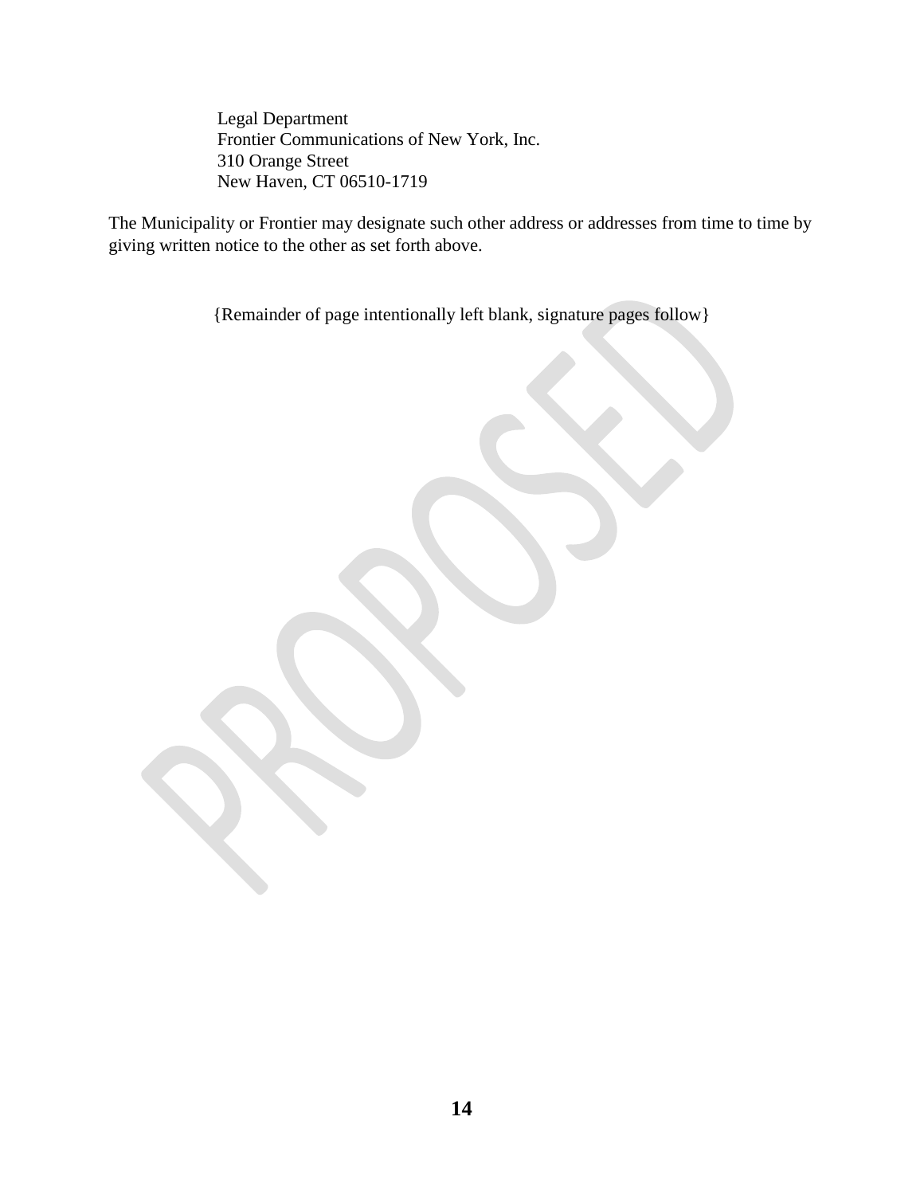Legal Department
Frontier Communications of New York, Inc.
310 Orange Street
New Haven, CT 06510-1719

The Municipality or Frontier may designate such other address or addresses from time to time by giving written notice to the other as set forth above.

{Remainder of page intentionally left blank, signature pages follow}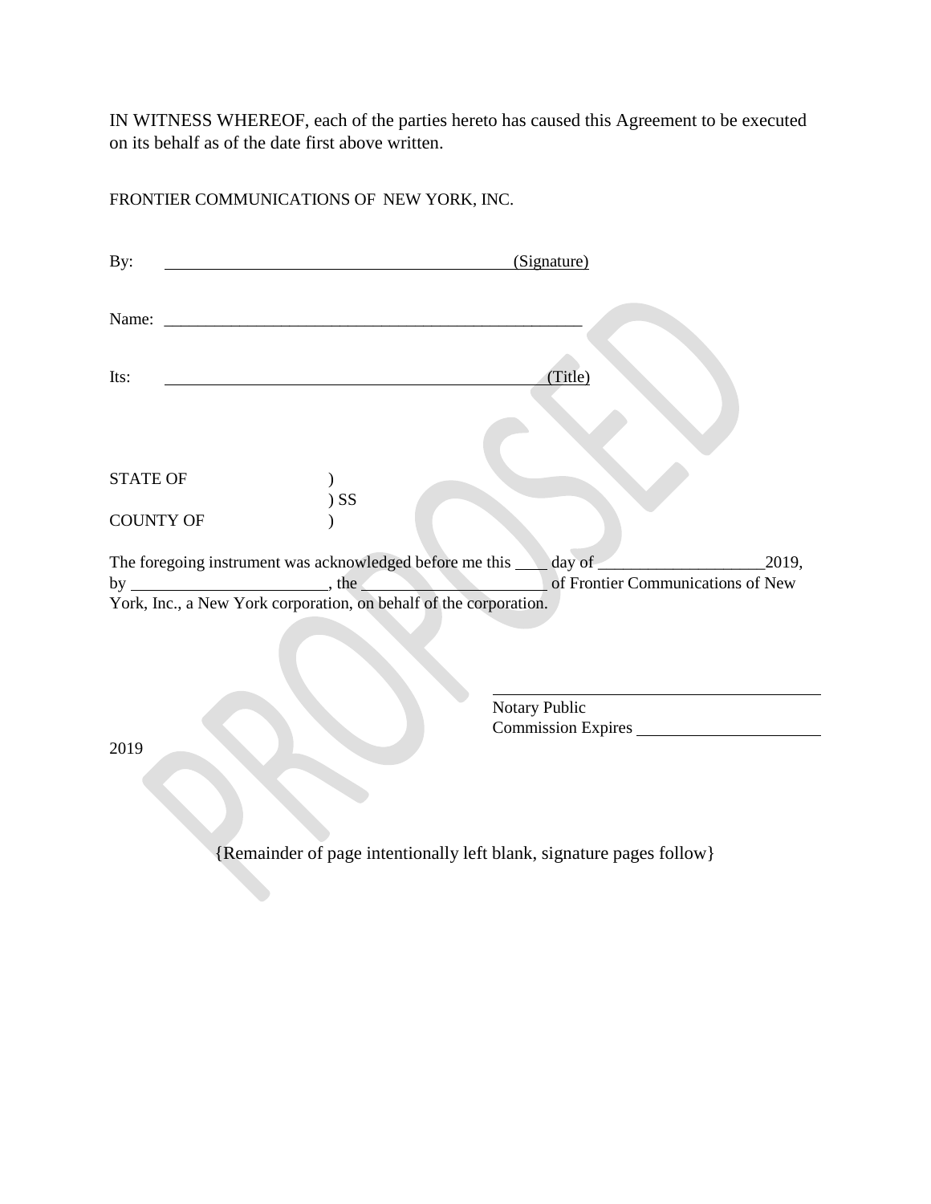IN WITNESS WHEREOF, each of the parties hereto has caused this Agreement to be executed on its behalf as of the date first above written.

FRONTIER COMMUNICATIONS OF NEW YORK, INC.

By: ______________________________________________ (Signature)

Name: ____________________________________________________

Its: ______________________________________________ (Title)

STATE OF )
) SS
COUNTY OF )

The foregoing instrument was acknowledged before me this ____ day of ____________________2019, by ________________________, the ______________________ of Frontier Communications of New York, Inc., a New York corporation, on behalf of the corporation.

________________________________________
Notary Public
Commission Expires ______________________

2019

PROPOSED

{Remainder of page intentionally left blank, signature pages follow}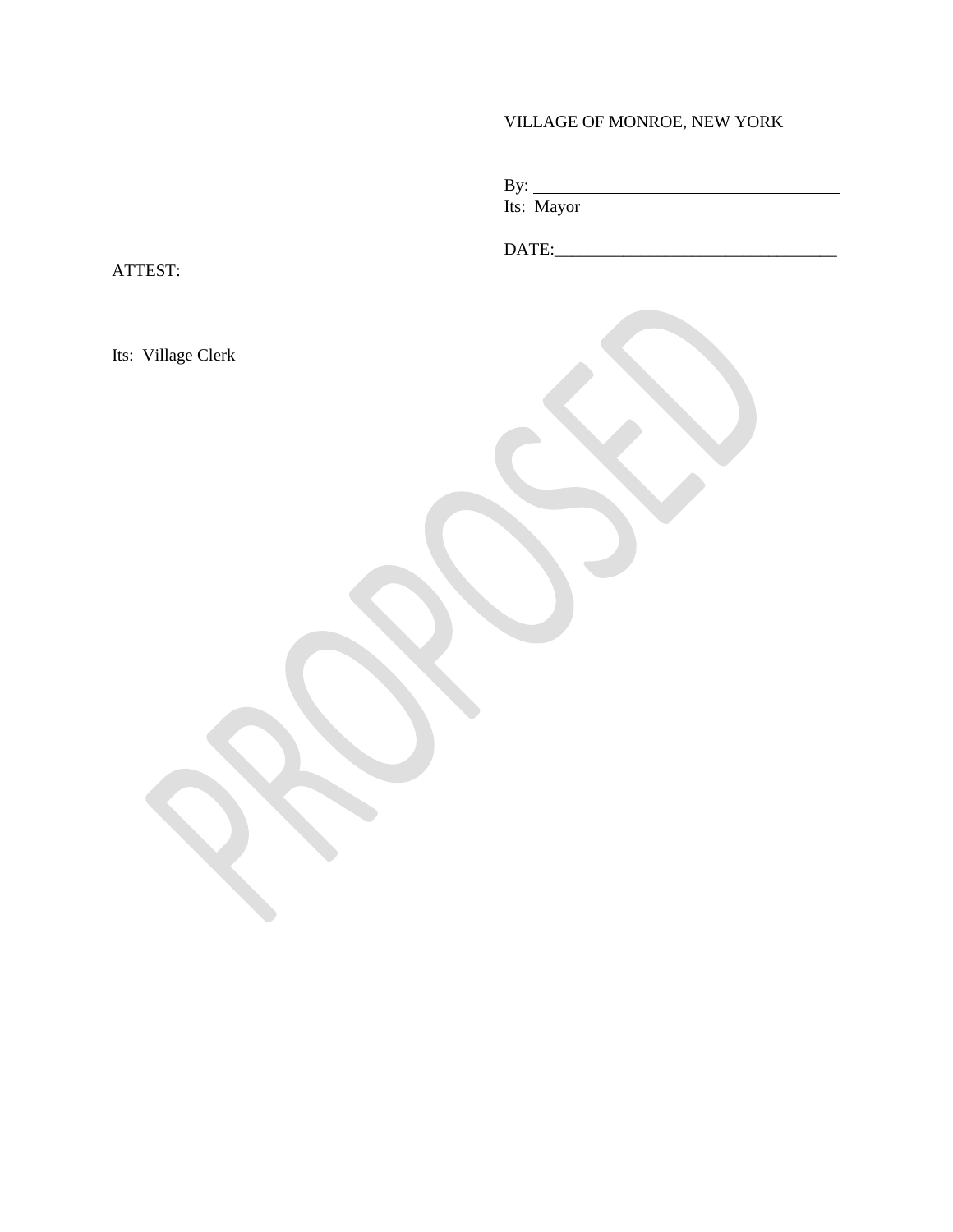VILLAGE OF MONROE, NEW YORK

By: ___________________________________

Its: Mayor

DATE:________________________________

ATTEST:

_______________________________________

Its: Village Clerk

PROPOSED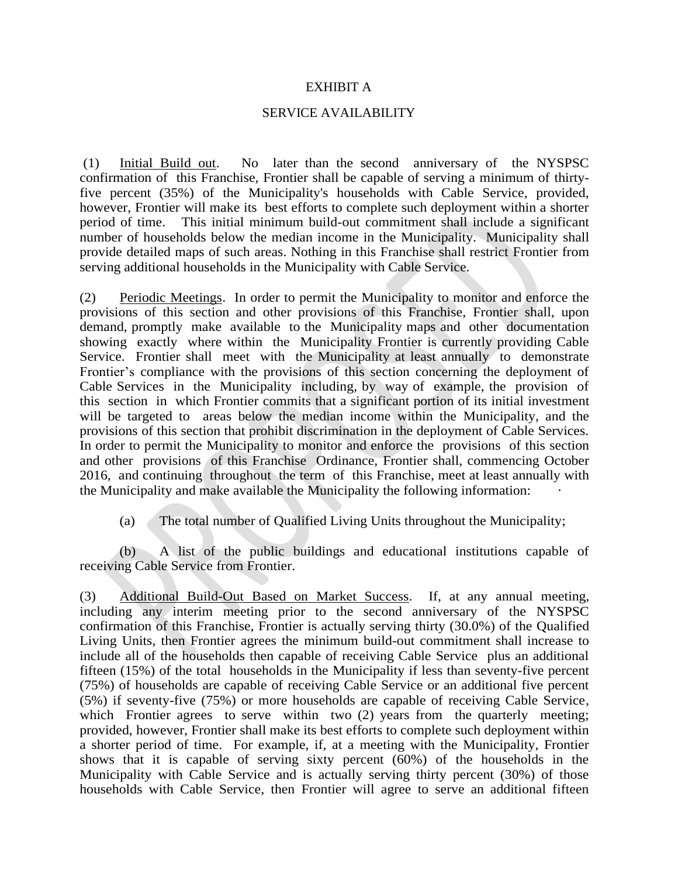EXHIBIT A

SERVICE AVAILABILITY

(1) Initial Build out. No later than the second anniversary of the NYSPSC confirmation of this Franchise, Frontier shall be capable of serving a minimum of thirty-five percent (35%) of the Municipality's households with Cable Service, provided, however, Frontier will make its best efforts to complete such deployment within a shorter period of time. This initial minimum build-out commitment shall include a significant number of households below the median income in the Municipality. Municipality shall provide detailed maps of such areas. Nothing in this Franchise shall restrict Frontier from serving additional households in the Municipality with Cable Service.

(2) Periodic Meetings. In order to permit the Municipality to monitor and enforce the provisions of this section and other provisions of this Franchise, Frontier shall, upon demand, promptly make available to the Municipality maps and other documentation showing exactly where within the Municipality Frontier is currently providing Cable Service. Frontier shall meet with the Municipality at least annually to demonstrate Frontier's compliance with the provisions of this section concerning the deployment of Cable Services in the Municipality including, by way of example, the provision of this section in which Frontier commits that a significant portion of its initial investment will be targeted to areas below the median income within the Municipality, and the provisions of this section that prohibit discrimination in the deployment of Cable Services. In order to permit the Municipality to monitor and enforce the provisions of this section and other provisions of this Franchise Ordinance, Frontier shall, commencing October 2016, and continuing throughout the term of this Franchise, meet at least annually with the Municipality and make available the Municipality the following information:

(a) The total number of Qualified Living Units throughout the Municipality;

(b) A list of the public buildings and educational institutions capable of receiving Cable Service from Frontier.

(3) Additional Build-Out Based on Market Success. If, at any annual meeting, including any interim meeting prior to the second anniversary of the NYSPSC confirmation of this Franchise, Frontier is actually serving thirty (30.0%) of the Qualified Living Units, then Frontier agrees the minimum build-out commitment shall increase to include all of the households then capable of receiving Cable Service plus an additional fifteen (15%) of the total households in the Municipality if less than seventy-five percent (75%) of households are capable of receiving Cable Service or an additional five percent (5%) if seventy-five (75%) or more households are capable of receiving Cable Service, which Frontier agrees to serve within two (2) years from the quarterly meeting; provided, however, Frontier shall make its best efforts to complete such deployment within a shorter period of time. For example, if, at a meeting with the Municipality, Frontier shows that it is capable of serving sixty percent (60%) of the households in the Municipality with Cable Service and is actually serving thirty percent (30%) of those households with Cable Service, then Frontier will agree to serve an additional fifteen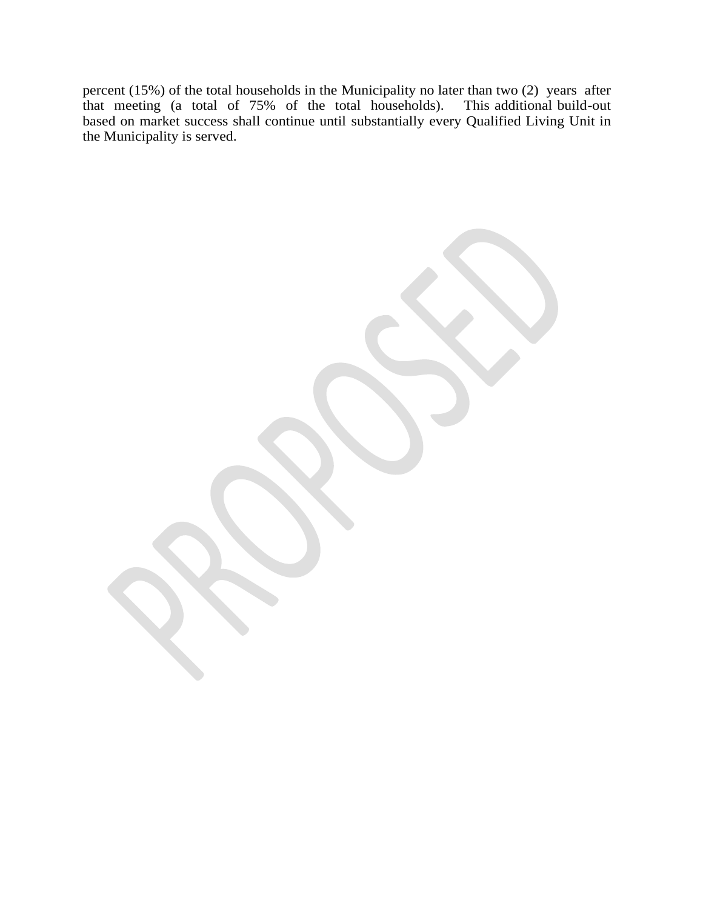percent (15%) of the total households in the Municipality no later than two (2) years after that meeting (a total of 75% of the total households). This additional build-out based on market success shall continue until substantially every Qualified Living Unit in the Municipality is served.

PROPOSED